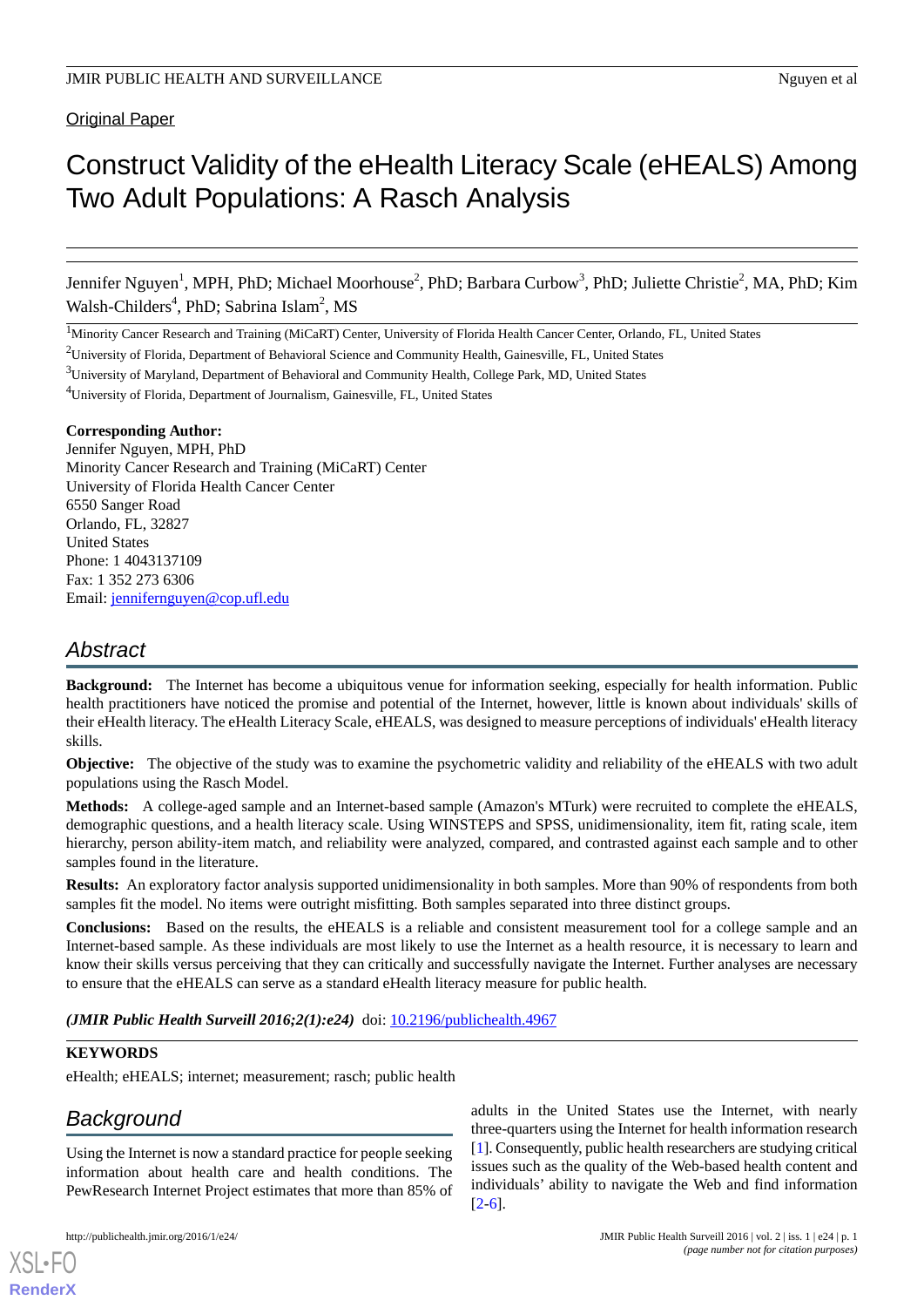Original Paper

# Construct Validity of the eHealth Literacy Scale (eHEALS) Among Two Adult Populations: A Rasch Analysis

Jennifer Nguyen[1], MPH, PhD; Michael Moorhouse[2], PhD; Barbara Curbow[3], PhD; Juliette Christie[2], MA, PhD; Kim Walsh-Childers[4], PhD; Sabrina Islam[2], MS

[1]Minority Cancer Research and Training (MiCaRT) Center, University of Florida Health Cancer Center, Orlando, FL, United States

[2]University of Florida, Department of Behavioral Science and Community Health, Gainesville, FL, United States

[3]University of Maryland, Department of Behavioral and Community Health, College Park, MD, United States

[4]University of Florida, Department of Journalism, Gainesville, FL, United States

**Corresponding Author:**
Jennifer Nguyen, MPH, PhD
Minority Cancer Research and Training (MiCaRT) Center
University of Florida Health Cancer Center
6550 Sanger Road
Orlando, FL, 32827
United States
Phone: 1 4043137109
Fax: 1 352 273 6306
Email: jennifernguyen@cop.ufl.edu

## Abstract

**Background:** The Internet has become a ubiquitous venue for information seeking, especially for health information. Public health practitioners have noticed the promise and potential of the Internet, however, little is known about individuals' skills of their eHealth literacy. The eHealth Literacy Scale, eHEALS, was designed to measure perceptions of individuals' eHealth literacy skills.

**Objective:** The objective of the study was to examine the psychometric validity and reliability of the eHEALS with two adult populations using the Rasch Model.

**Methods:** A college-aged sample and an Internet-based sample (Amazon's MTurk) were recruited to complete the eHEALS, demographic questions, and a health literacy scale. Using WINSTEPS and SPSS, unidimensionality, item fit, rating scale, item hierarchy, person ability-item match, and reliability were analyzed, compared, and contrasted against each sample and to other samples found in the literature.

**Results:** An exploratory factor analysis supported unidimensionality in both samples. More than 90% of respondents from both samples fit the model. No items were outright misfitting. Both samples separated into three distinct groups.

**Conclusions:** Based on the results, the eHEALS is a reliable and consistent measurement tool for a college sample and an Internet-based sample. As these individuals are most likely to use the Internet as a health resource, it is necessary to learn and know their skills versus perceiving that they can critically and successfully navigate the Internet. Further analyses are necessary to ensure that the eHEALS can serve as a standard eHealth literacy measure for public health.

***(JMIR Public Health Surveill 2016;2(1):e24)*** doi: 10.2196/publichealth.4967

**KEYWORDS**

eHealth; eHEALS; internet; measurement; rasch; public health

## Background

Using the Internet is now a standard practice for people seeking information about health care and health conditions. The PewResearch Internet Project estimates that more than 85% of adults in the United States use the Internet, with nearly three-quarters using the Internet for health information research [1]. Consequently, public health researchers are studying critical issues such as the quality of the Web-based health content and individuals' ability to navigate the Web and find information [2-6].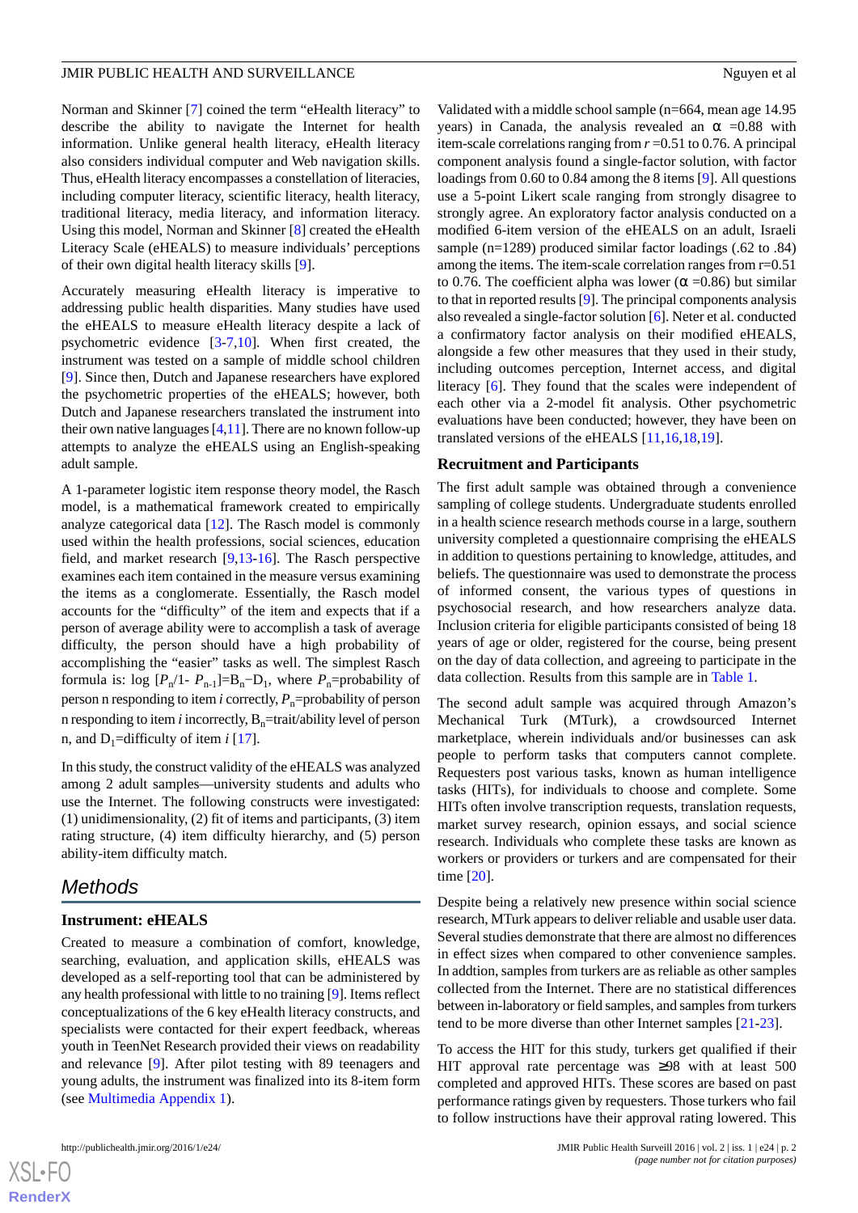Norman and Skinner [7] coined the term "eHealth literacy" to describe the ability to navigate the Internet for health information. Unlike general health literacy, eHealth literacy also considers individual computer and Web navigation skills. Thus, eHealth literacy encompasses a constellation of literacies, including computer literacy, scientific literacy, health literacy, traditional literacy, media literacy, and information literacy. Using this model, Norman and Skinner [8] created the eHealth Literacy Scale (eHEALS) to measure individuals' perceptions of their own digital health literacy skills [9].

Accurately measuring eHealth literacy is imperative to addressing public health disparities. Many studies have used the eHEALS to measure eHealth literacy despite a lack of psychometric evidence [3-7,10]. When first created, the instrument was tested on a sample of middle school children [9]. Since then, Dutch and Japanese researchers have explored the psychometric properties of the eHEALS; however, both Dutch and Japanese researchers translated the instrument into their own native languages [4,11]. There are no known follow-up attempts to analyze the eHEALS using an English-speaking adult sample.

A 1-parameter logistic item response theory model, the Rasch model, is a mathematical framework created to empirically analyze categorical data [12]. The Rasch model is commonly used within the health professions, social sciences, education field, and market research [9,13-16]. The Rasch perspective examines each item contained in the measure versus examining the items as a conglomerate. Essentially, the Rasch model accounts for the "difficulty" of the item and expects that if a person of average ability were to accomplish a task of average difficulty, the person should have a high probability of accomplishing the "easier" tasks as well. The simplest Rasch formula is: log $[P_n/1- P_{n-1}]=B_n-D_1$, where $P_n$=probability of person n responding to item *i* correctly, $P_n$=probability of person n responding to item *i* incorrectly, $B_n$=trait/ability level of person n, and $D_1$=difficulty of item *i* [17].

In this study, the construct validity of the eHEALS was analyzed among 2 adult samples—university students and adults who use the Internet. The following constructs were investigated: (1) unidimensionality, (2) fit of items and participants, (3) item rating structure, (4) item difficulty hierarchy, and (5) person ability-item difficulty match.

## Methods

### Instrument: eHEALS

Created to measure a combination of comfort, knowledge, searching, evaluation, and application skills, eHEALS was developed as a self-reporting tool that can be administered by any health professional with little to no training [9]. Items reflect conceptualizations of the 6 key eHealth literacy constructs, and specialists were contacted for their expert feedback, whereas youth in TeenNet Research provided their views on readability and relevance [9]. After pilot testing with 89 teenagers and young adults, the instrument was finalized into its 8-item form (see Multimedia Appendix 1).

Validated with a middle school sample (n=664, mean age 14.95 years) in Canada, the analysis revealed an $\alpha$ =0.88 with item-scale correlations ranging from *r* =0.51 to 0.76. A principal component analysis found a single-factor solution, with factor loadings from 0.60 to 0.84 among the 8 items [9]. All questions use a 5-point Likert scale ranging from strongly disagree to strongly agree. An exploratory factor analysis conducted on a modified 6-item version of the eHEALS on an adult, Israeli sample (n=1289) produced similar factor loadings (.62 to .84) among the items. The item-scale correlation ranges from r=0.51 to 0.76. The coefficient alpha was lower ($\alpha$ =0.86) but similar to that in reported results [9]. The principal components analysis also revealed a single-factor solution [6]. Neter et al. conducted a confirmatory factor analysis on their modified eHEALS, alongside a few other measures that they used in their study, including outcomes perception, Internet access, and digital literacy [6]. They found that the scales were independent of each other via a 2-model fit analysis. Other psychometric evaluations have been conducted; however, they have been on translated versions of the eHEALS [11,16,18,19].

### Recruitment and Participants

The first adult sample was obtained through a convenience sampling of college students. Undergraduate students enrolled in a health science research methods course in a large, southern university completed a questionnaire comprising the eHEALS in addition to questions pertaining to knowledge, attitudes, and beliefs. The questionnaire was used to demonstrate the process of informed consent, the various types of questions in psychosocial research, and how researchers analyze data. Inclusion criteria for eligible participants consisted of being 18 years of age or older, registered for the course, being present on the day of data collection, and agreeing to participate in the data collection. Results from this sample are in Table 1.

The second adult sample was acquired through Amazon's Mechanical Turk (MTurk), a crowdsourced Internet marketplace, wherein individuals and/or businesses can ask people to perform tasks that computers cannot complete. Requesters post various tasks, known as human intelligence tasks (HITs), for individuals to choose and complete. Some HITs often involve transcription requests, translation requests, market survey research, opinion essays, and social science research. Individuals who complete these tasks are known as workers or providers or turkers and are compensated for their time [20].

Despite being a relatively new presence within social science research, MTurk appears to deliver reliable and usable user data. Several studies demonstrate that there are almost no differences in effect sizes when compared to other convenience samples. In addtion, samples from turkers are as reliable as other samples collected from the Internet. There are no statistical differences between in-laboratory or field samples, and samples from turkers tend to be more diverse than other Internet samples [21-23].

To access the HIT for this study, turkers get qualified if their HIT approval rate percentage was ≥98 with at least 500 completed and approved HITs. These scores are based on past performance ratings given by requesters. Those turkers who fail to follow instructions have their approval rating lowered. This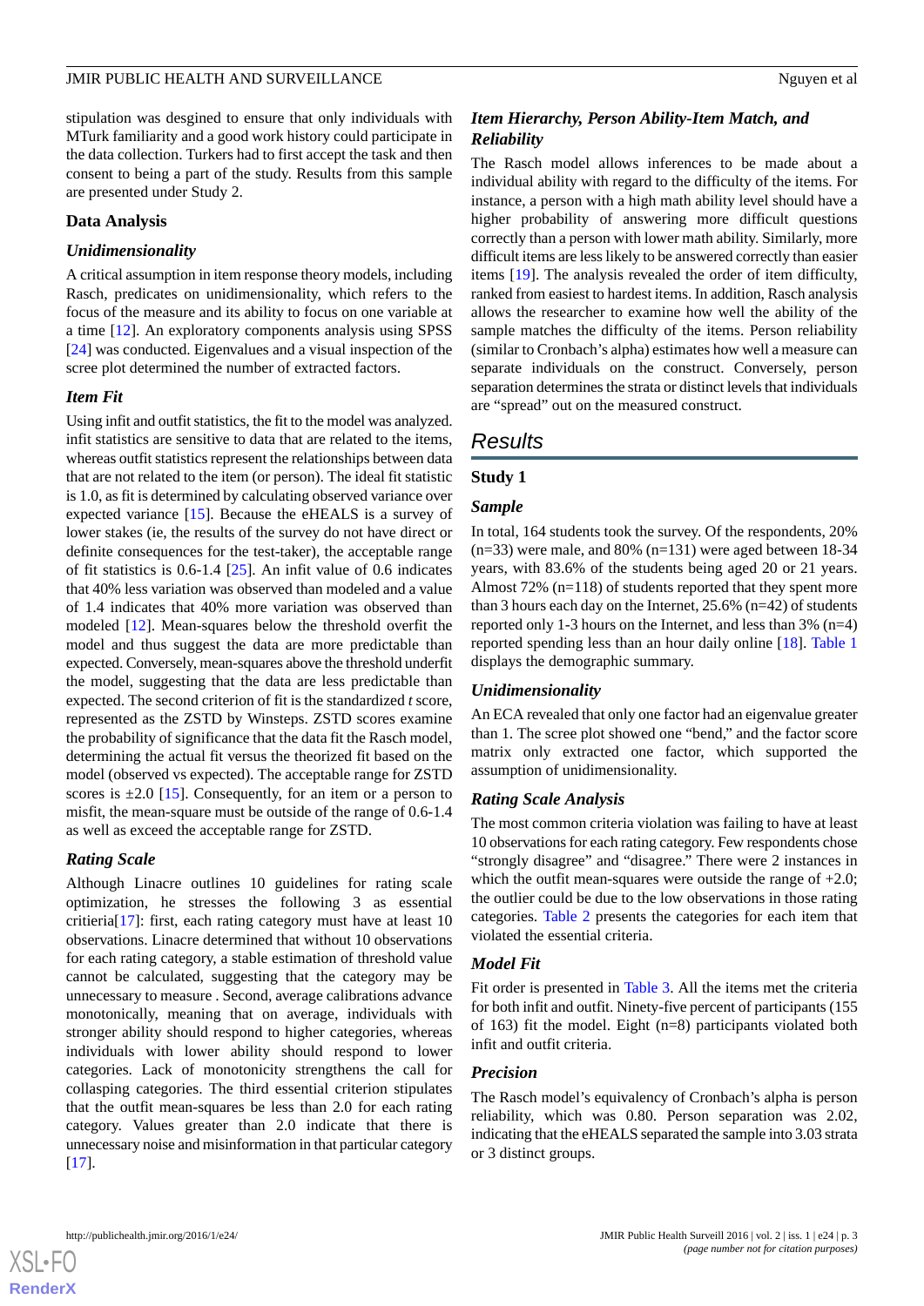stipulation was desgined to ensure that only individuals with MTurk familiarity and a good work history could participate in the data collection. Turkers had to first accept the task and then consent to being a part of the study. Results from this sample are presented under Study 2.

### Data Analysis

#### *Unidimensionality*

A critical assumption in item response theory models, including Rasch, predicates on unidimensionality, which refers to the focus of the measure and its ability to focus on one variable at a time [12]. An exploratory components analysis using SPSS [24] was conducted. Eigenvalues and a visual inspection of the scree plot determined the number of extracted factors.

#### *Item Fit*

Using infit and outfit statistics, the fit to the model was analyzed. infit statistics are sensitive to data that are related to the items, whereas outfit statistics represent the relationships between data that are not related to the item (or person). The ideal fit statistic is 1.0, as fit is determined by calculating observed variance over expected variance [15]. Because the eHEALS is a survey of lower stakes (ie, the results of the survey do not have direct or definite consequences for the test-taker), the acceptable range of fit statistics is 0.6-1.4 [25]. An infit value of 0.6 indicates that 40% less variation was observed than modeled and a value of 1.4 indicates that 40% more variation was observed than modeled [12]. Mean-squares below the threshold overfit the model and thus suggest the data are more predictable than expected. Conversely, mean-squares above the threshold underfit the model, suggesting that the data are less predictable than expected. The second criterion of fit is the standardized *t* score, represented as the ZSTD by Winsteps. ZSTD scores examine the probability of significance that the data fit the Rasch model, determining the actual fit versus the theorized fit based on the model (observed vs expected). The acceptable range for ZSTD scores is ±2.0 [15]. Consequently, for an item or a person to misfit, the mean-square must be outside of the range of 0.6-1.4 as well as exceed the acceptable range for ZSTD.

#### *Rating Scale*

Although Linacre outlines 10 guidelines for rating scale optimization, he stresses the following 3 as essential critieria[17]: first, each rating category must have at least 10 observations. Linacre determined that without 10 observations for each rating category, a stable estimation of threshold value cannot be calculated, suggesting that the category may be unnecessary to measure . Second, average calibrations advance monotonically, meaning that on average, individuals with stronger ability should respond to higher categories, whereas individuals with lower ability should respond to lower categories. Lack of monotonicity strengthens the call for collasping categories. The third essential criterion stipulates that the outfit mean-squares be less than 2.0 for each rating category. Values greater than 2.0 indicate that there is unnecessary noise and misinformation in that particular category [17].

#### *Item Hierarchy, Person Ability-Item Match, and Reliability*

The Rasch model allows inferences to be made about a individual ability with regard to the difficulty of the items. For instance, a person with a high math ability level should have a higher probability of answering more difficult questions correctly than a person with lower math ability. Similarly, more difficult items are less likely to be answered correctly than easier items [19]. The analysis revealed the order of item difficulty, ranked from easiest to hardest items. In addition, Rasch analysis allows the researcher to examine how well the ability of the sample matches the difficulty of the items. Person reliability (similar to Cronbach's alpha) estimates how well a measure can separate individuals on the construct. Conversely, person separation determines the strata or distinct levels that individuals are "spread" out on the measured construct.

## Results

### Study 1

#### *Sample*

In total, 164 students took the survey. Of the respondents, 20% (n=33) were male, and 80% (n=131) were aged between 18-34 years, with 83.6% of the students being aged 20 or 21 years. Almost 72% (n=118) of students reported that they spent more than 3 hours each day on the Internet, 25.6% (n=42) of students reported only 1-3 hours on the Internet, and less than 3% (n=4) reported spending less than an hour daily online [18]. Table 1 displays the demographic summary.

#### *Unidimensionality*

An ECA revealed that only one factor had an eigenvalue greater than 1. The scree plot showed one "bend," and the factor score matrix only extracted one factor, which supported the assumption of unidimensionality.

#### *Rating Scale Analysis*

The most common criteria violation was failing to have at least 10 observations for each rating category. Few respondents chose "strongly disagree" and "disagree." There were 2 instances in which the outfit mean-squares were outside the range of +2.0; the outlier could be due to the low observations in those rating categories. Table 2 presents the categories for each item that violated the essential criteria.

#### *Model Fit*

Fit order is presented in Table 3. All the items met the criteria for both infit and outfit. Ninety-five percent of participants (155 of 163) fit the model. Eight (n=8) participants violated both infit and outfit criteria.

#### *Precision*

The Rasch model's equivalency of Cronbach's alpha is person reliability, which was 0.80. Person separation was 2.02, indicating that the eHEALS separated the sample into 3.03 strata or 3 distinct groups.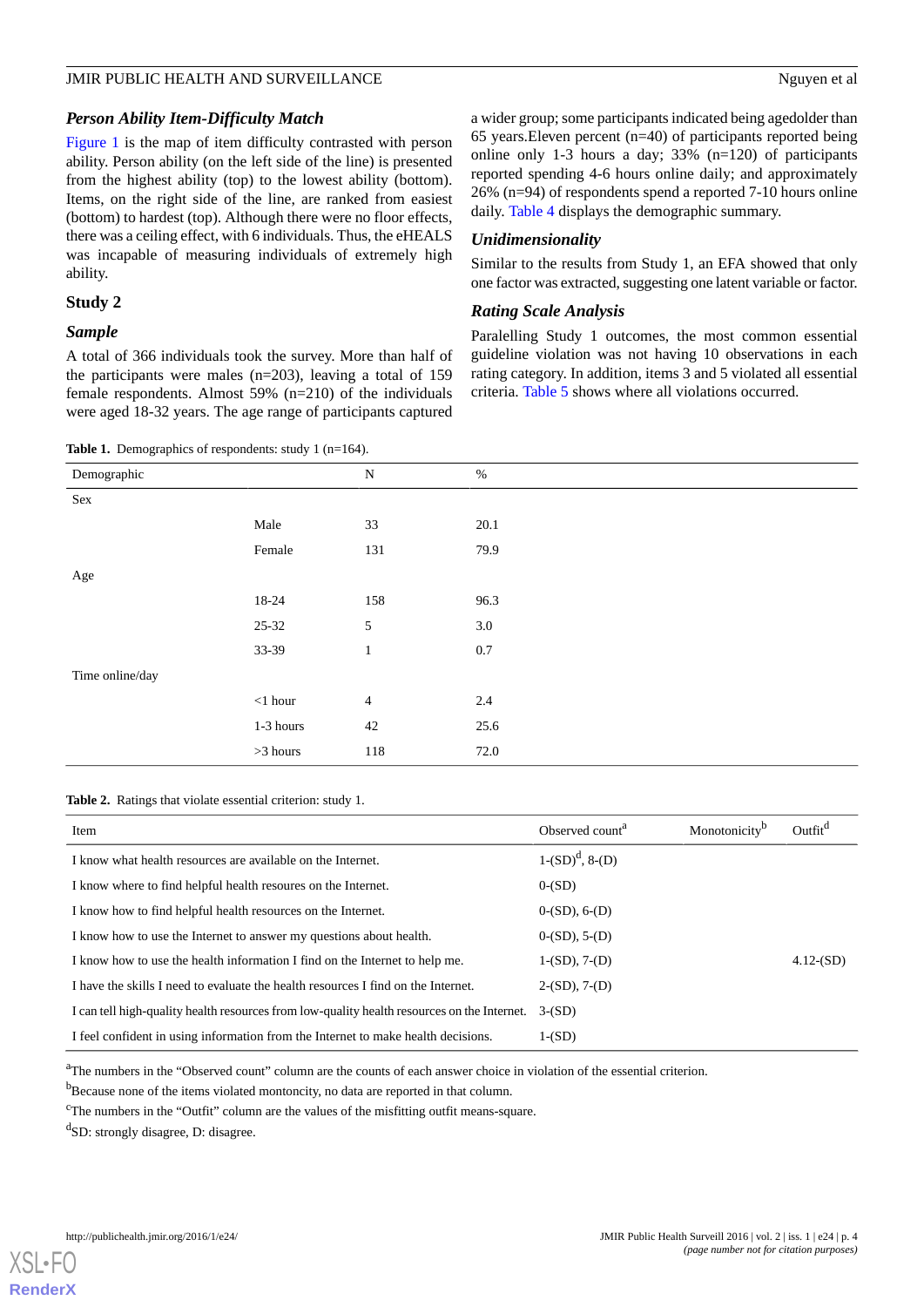### Person Ability Item-Difficulty Match

Figure 1 is the map of item difficulty contrasted with person ability. Person ability (on the left side of the line) is presented from the highest ability (top) to the lowest ability (bottom). Items, on the right side of the line, are ranked from easiest (bottom) to hardest (top). Although there were no floor effects, there was a ceiling effect, with 6 individuals. Thus, the eHEALS was incapable of measuring individuals of extremely high ability.

## Study 2

### Sample

A total of 366 individuals took the survey. More than half of the participants were males (n=203), leaving a total of 159 female respondents. Almost 59% (n=210) of the individuals were aged 18-32 years. The age range of participants captured a wider group; some participants indicated being agedolder than 65 years.Eleven percent (n=40) of participants reported being online only 1-3 hours a day; 33% (n=120) of participants reported spending 4-6 hours online daily; and approximately 26% (n=94) of respondents spend a reported 7-10 hours online daily. Table 4 displays the demographic summary.

### Unidimensionality

Similar to the results from Study 1, an EFA showed that only one factor was extracted, suggesting one latent variable or factor.

### Rating Scale Analysis

Paralelling Study 1 outcomes, the most common essential guideline violation was not having 10 observations in each rating category. In addition, items 3 and 5 violated all essential criteria. Table 5 shows where all violations occurred.

**Table 1.** Demographics of respondents: study 1 (n=164).

| Demographic | | N | % |
|---|---|---|---|
| Sex | | | |
| | Male | 33 | 20.1 |
| | Female | 131 | 79.9 |
| Age | | | |
| | 18-24 | 158 | 96.3 |
| | 25-32 | 5 | 3.0 |
| | 33-39 | 1 | 0.7 |
| Time online/day | | | |
| | <1 hour | 4 | 2.4 |
| | 1-3 hours | 42 | 25.6 |
| | >3 hours | 118 | 72.0 |

**Table 2.** Ratings that violate essential criterion: study 1.

| Item | Observed count[a] | Monotonicity[b] | Outfit[d] |
|---|---|---|---|
| I know what health resources are available on the Internet. | 1-(SD)[d], 8-(D) | | |
| I know where to find helpful health resoures on the Internet. | 0-(SD) | | |
| I know how to find helpful health resources on the Internet. | 0-(SD), 6-(D) | | |
| I know how to use the Internet to answer my questions about health. | 0-(SD), 5-(D) | | |
| I know how to use the health information I find on the Internet to help me. | 1-(SD), 7-(D) | | 4.12-(SD) |
| I have the skills I need to evaluate the health resources I find on the Internet. | 2-(SD), 7-(D) | | |
| I can tell high-quality health resources from low-quality health resources on the Internet. | 3-(SD) | | |
| I feel confident in using information from the Internet to make health decisions. | 1-(SD) | | |

[a]The numbers in the "Observed count" column are the counts of each answer choice in violation of the essential criterion.

[b]Because none of the items violated montoncity, no data are reported in that column.

[c]The numbers in the "Outfit" column are the values of the misfitting outfit means-square.

[d]SD: strongly disagree, D: disagree.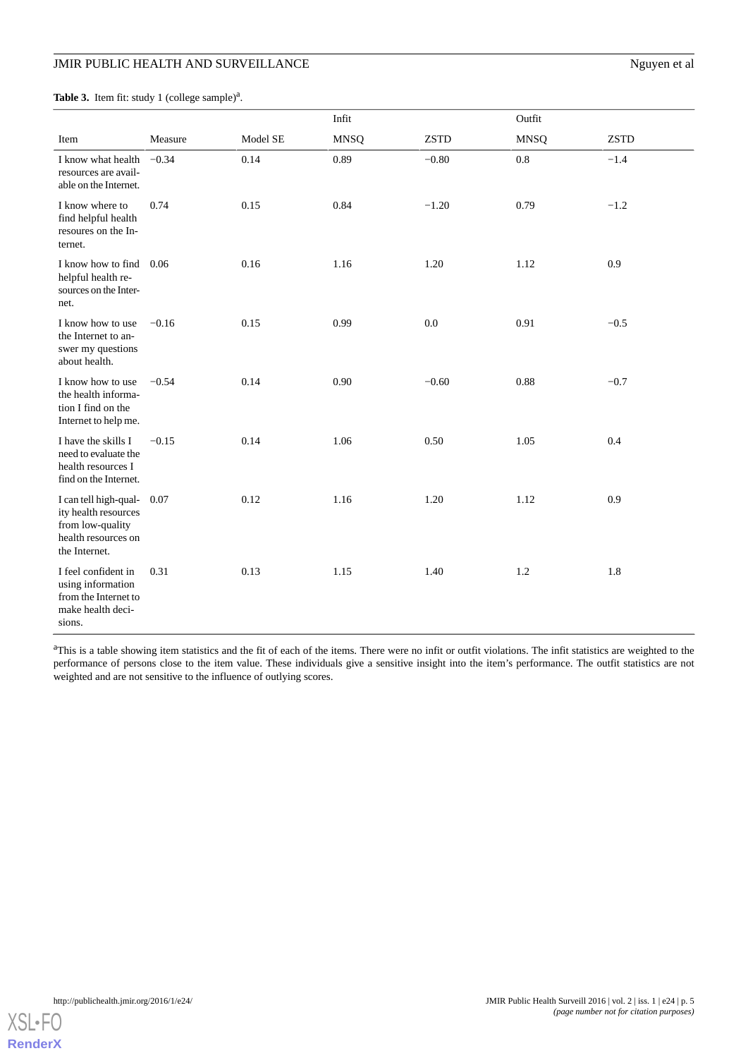**Table 3.** Item fit: study 1 (college sample)[a].

| Item | Measure | Model SE | Infit | | Outfit | |
|---|---|---|---|---|---|---|
| | | | MNSQ | ZSTD | MNSQ | ZSTD |
| I know what health resources are available on the Internet. | −0.34 | 0.14 | 0.89 | −0.80 | 0.8 | −1.4 |
| I know where to find helpful health resoures on the Internet. | 0.74 | 0.15 | 0.84 | −1.20 | 0.79 | −1.2 |
| I know how to find helpful health resources on the Internet. | 0.06 | 0.16 | 1.16 | 1.20 | 1.12 | 0.9 |
| I know how to use the Internet to answer my questions about health. | −0.16 | 0.15 | 0.99 | 0.0 | 0.91 | −0.5 |
| I know how to use the health information I find on the Internet to help me. | −0.54 | 0.14 | 0.90 | −0.60 | 0.88 | −0.7 |
| I have the skills I need to evaluate the health resources I find on the Internet. | −0.15 | 0.14 | 1.06 | 0.50 | 1.05 | 0.4 |
| I can tell high-quality health resources from low-quality health resources on the Internet. | 0.07 | 0.12 | 1.16 | 1.20 | 1.12 | 0.9 |
| I feel confident in using information from the Internet to make health decisions. | 0.31 | 0.13 | 1.15 | 1.40 | 1.2 | 1.8 |

[a]This is a table showing item statistics and the fit of each of the items. There were no infit or outfit violations. The infit statistics are weighted to the performance of persons close to the item value. These individuals give a sensitive insight into the item's performance. The outfit statistics are not weighted and are not sensitive to the influence of outlying scores.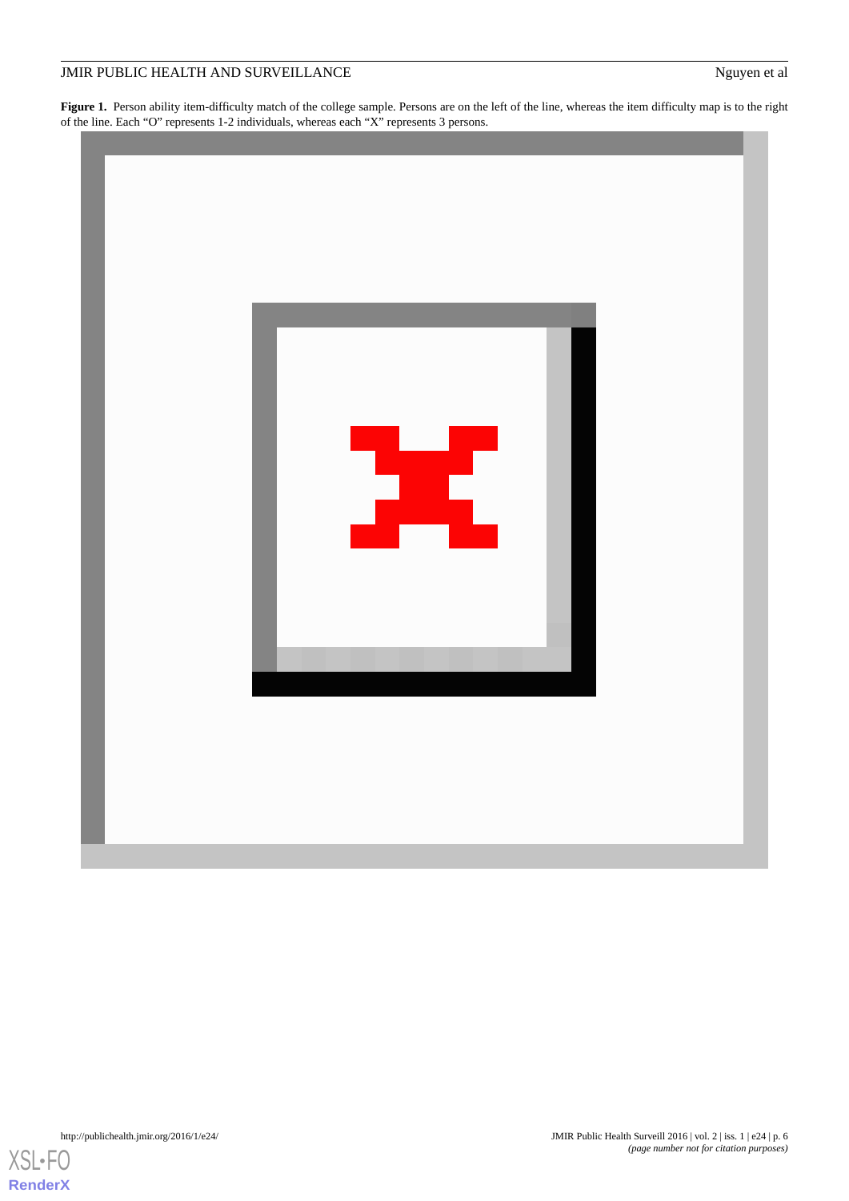**Figure 1.** Person ability item-difficulty match of the college sample. Persons are on the left of the line, whereas the item difficulty map is to the right of the line. Each "O" represents 1-2 individuals, whereas each "X" represents 3 persons.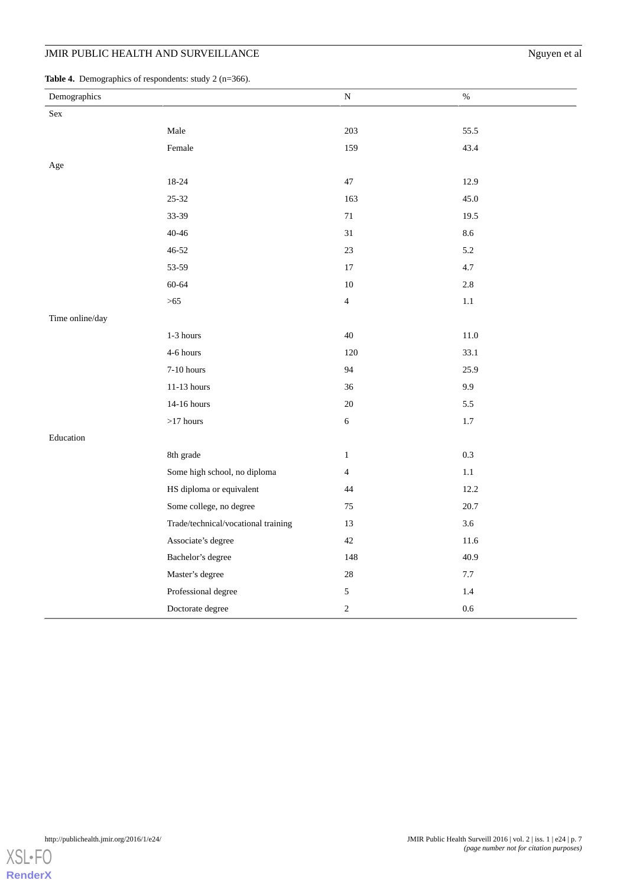**Table 4.** Demographics of respondents: study 2 (n=366).

| Demographics | | N | % |
|---|---|---|---|
| Sex | | | |
| | Male | 203 | 55.5 |
| | Female | 159 | 43.4 |
| Age | | | |
| | 18-24 | 47 | 12.9 |
| | 25-32 | 163 | 45.0 |
| | 33-39 | 71 | 19.5 |
| | 40-46 | 31 | 8.6 |
| | 46-52 | 23 | 5.2 |
| | 53-59 | 17 | 4.7 |
| | 60-64 | 10 | 2.8 |
| | >65 | 4 | 1.1 |
| Time online/day | | | |
| | 1-3 hours | 40 | 11.0 |
| | 4-6 hours | 120 | 33.1 |
| | 7-10 hours | 94 | 25.9 |
| | 11-13 hours | 36 | 9.9 |
| | 14-16 hours | 20 | 5.5 |
| | >17 hours | 6 | 1.7 |
| Education | | | |
| | 8th grade | 1 | 0.3 |
| | Some high school, no diploma | 4 | 1.1 |
| | HS diploma or equivalent | 44 | 12.2 |
| | Some college, no degree | 75 | 20.7 |
| | Trade/technical/vocational training | 13 | 3.6 |
| | Associate's degree | 42 | 11.6 |
| | Bachelor's degree | 148 | 40.9 |
| | Master's degree | 28 | 7.7 |
| | Professional degree | 5 | 1.4 |
| | Doctorate degree | 2 | 0.6 |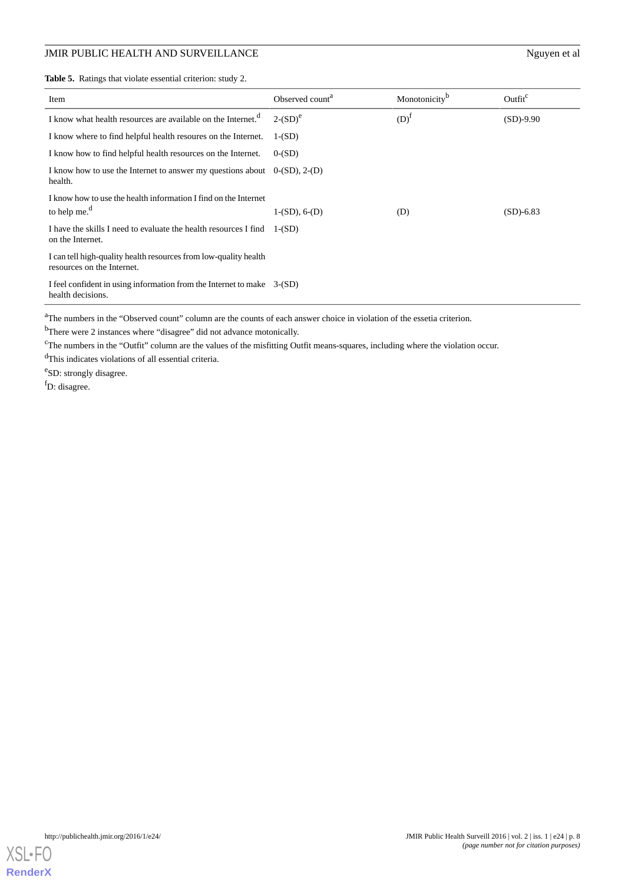**Table 5.** Ratings that violate essential criterion: study 2.

| Item | Observed count[a] | Monotonicity[b] | Outfit[c] |
|---|---|---|---|
| I know what health resources are available on the Internet.[d] | 2-(SD)[e] | (D)[f] | (SD)-9.90 |
| I know where to find helpful health resoures on the Internet. | 1-(SD) | | |
| I know how to find helpful health resources on the Internet. | 0-(SD) | | |
| I know how to use the Internet to answer my questions about health. | 0-(SD), 2-(D) | | |
| I know how to use the health information I find on the Internet to help me.[d] | 1-(SD), 6-(D) | (D) | (SD)-6.83 |
| I have the skills I need to evaluate the health resources I find on the Internet. | 1-(SD) | | |
| I can tell high-quality health resources from low-quality health resources on the Internet. | | | |
| I feel confident in using information from the Internet to make health decisions. | 3-(SD) | | |

[a]The numbers in the “Observed count” column are the counts of each answer choice in violation of the essetia criterion.

[b]There were 2 instances where “disagree” did not advance motonically.

[c]The numbers in the “Outfit” column are the values of the misfitting Outfit means-squares, including where the violation occur.

[d]This indicates violations of all essential criteria.

[e]SD: strongly disagree.

[f]D: disagree.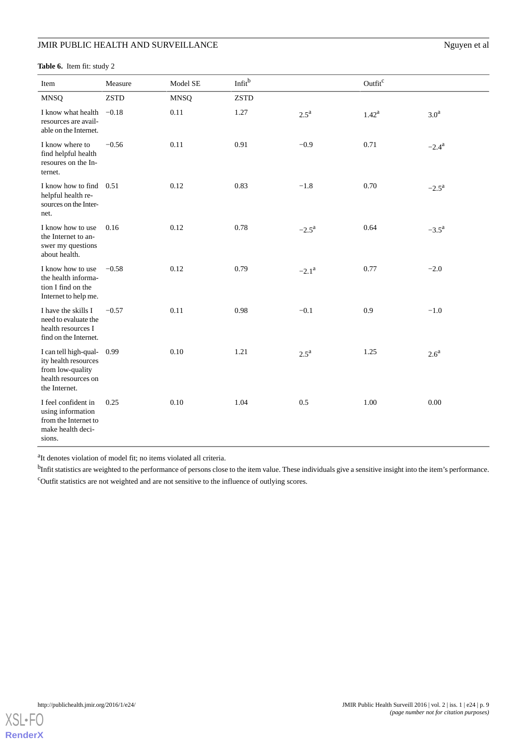**Table 6.** Item fit: study 2

| Item | Measure | Model SE | Infit[b] | | Outfit[c] | |
|---|---|---|---|---|---|---|
| | | | MNSQ | ZSTD | MNSQ | ZSTD |
| I know what health resources are available on the Internet. | −0.18 | 0.11 | 1.27 | 2.5[a] | 1.42[a] | 3.0[a] |
| I know where to find helpful health resoures on the Internet. | −0.56 | 0.11 | 0.91 | −0.9 | 0.71 | −2.4[a] |
| I know how to find helpful health resources on the Internet. | 0.51 | 0.12 | 0.83 | −1.8 | 0.70 | −2.5[a] |
| I know how to use the Internet to answer my questions about health. | 0.16 | 0.12 | 0.78 | −2.5[a] | 0.64 | −3.5[a] |
| I know how to use the health information I find on the Internet to help me. | −0.58 | 0.12 | 0.79 | −2.1[a] | 0.77 | −2.0 |
| I have the skills I need to evaluate the health resources I find on the Internet. | −0.57 | 0.11 | 0.98 | −0.1 | 0.9 | −1.0 |
| I can tell high-quality health resources from low-quality health resources on the Internet. | 0.99 | 0.10 | 1.21 | 2.5[a] | 1.25 | 2.6[a] |
| I feel confident in using information from the Internet to make health decisions. | 0.25 | 0.10 | 1.04 | 0.5 | 1.00 | 0.00 |

[a]It denotes violation of model fit; no items violated all criteria.

[b]Infit statistics are weighted to the performance of persons close to the item value. These individuals give a sensitive insight into the item's performance.

[c]Outfit statistics are not weighted and are not sensitive to the influence of outlying scores.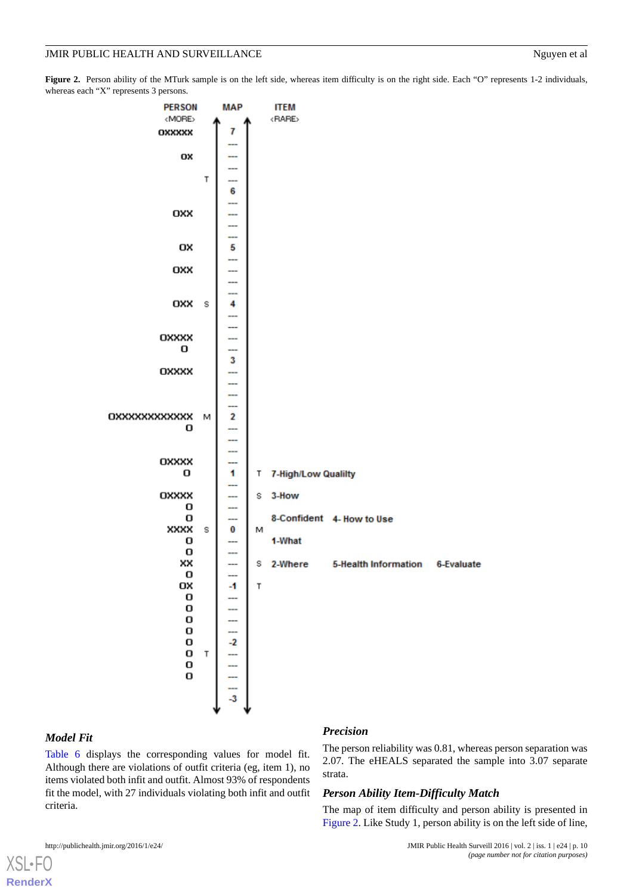**Figure 2.** Person ability of the MTurk sample is on the left side, whereas item difficulty is on the right side. Each "O" represents 1-2 individuals, whereas each "X" represents 3 persons.

```
        PERSON        MAP     ITEM
        <MORE>         |      <RARE>
        OXXXXX         7
                      ---
            OX        ---
                      ---
                 T    ---
                       6
                      ---
           OXX        ---
                      ---
                      ---
            OX         5
                      ---
           OXX        ---
                      ---
                      ---
           OXX   S     4
                      ---
                      ---
         OXXXX        ---
             O        ---
                       3
         OXXXX        ---
                      ---
                      ---
                      ---
 OXXXXXXXXXXXX   M     2
             O        ---
                      ---
                      ---
         OXXXX        ---
             O         1    T  7-High/Low Qualilty
                      ---
         OXXXX        ---   S  3-How
             O        ---
             O        ---      8-Confident  4- How to Use
          XXXX   S     0    M
             O        ---      1-What
             O        ---
            XX        ---   S  2-Where      5-Health Information  6-Evaluate
             O        ---
            OX        -1    T
             O        ---
             O        ---
             O        ---
             O        ---
             O        -2
             O   T    ---
             O        ---
             O        ---
                      ---
                      -3
```

### Model Fit

Table 6 displays the corresponding values for model fit. Although there are violations of outfit criteria (eg, item 1), no items violated both infit and outfit. Almost 93% of respondents fit the model, with 27 individuals violating both infit and outfit criteria.

### Precision

The person reliability was 0.81, whereas person separation was 2.07. The eHEALS separated the sample into 3.07 separate strata.

### Person Ability Item-Difficulty Match

The map of item difficulty and person ability is presented in Figure 2. Like Study 1, person ability is on the left side of line,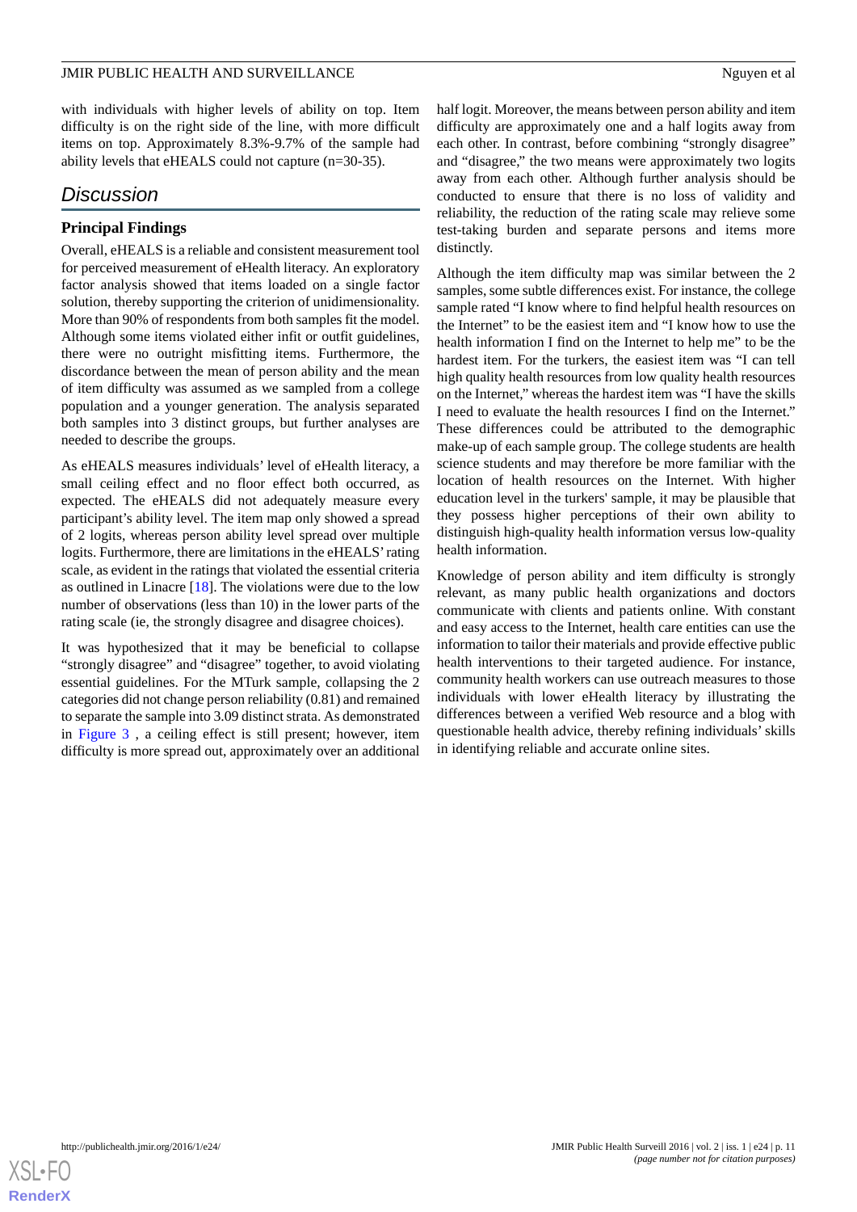with individuals with higher levels of ability on top. Item difficulty is on the right side of the line, with more difficult items on top. Approximately 8.3%-9.7% of the sample had ability levels that eHEALS could not capture (n=30-35).

## Discussion

### Principal Findings

Overall, eHEALS is a reliable and consistent measurement tool for perceived measurement of eHealth literacy. An exploratory factor analysis showed that items loaded on a single factor solution, thereby supporting the criterion of unidimensionality. More than 90% of respondents from both samples fit the model. Although some items violated either infit or outfit guidelines, there were no outright misfitting items. Furthermore, the discordance between the mean of person ability and the mean of item difficulty was assumed as we sampled from a college population and a younger generation. The analysis separated both samples into 3 distinct groups, but further analyses are needed to describe the groups.

As eHEALS measures individuals' level of eHealth literacy, a small ceiling effect and no floor effect both occurred, as expected. The eHEALS did not adequately measure every participant's ability level. The item map only showed a spread of 2 logits, whereas person ability level spread over multiple logits. Furthermore, there are limitations in the eHEALS' rating scale, as evident in the ratings that violated the essential criteria as outlined in Linacre [18]. The violations were due to the low number of observations (less than 10) in the lower parts of the rating scale (ie, the strongly disagree and disagree choices).

It was hypothesized that it may be beneficial to collapse "strongly disagree" and "disagree" together, to avoid violating essential guidelines. For the MTurk sample, collapsing the 2 categories did not change person reliability (0.81) and remained to separate the sample into 3.09 distinct strata. As demonstrated in Figure 3 , a ceiling effect is still present; however, item difficulty is more spread out, approximately over an additional half logit. Moreover, the means between person ability and item difficulty are approximately one and a half logits away from each other. In contrast, before combining "strongly disagree" and "disagree," the two means were approximately two logits away from each other. Although further analysis should be conducted to ensure that there is no loss of validity and reliability, the reduction of the rating scale may relieve some test-taking burden and separate persons and items more distinctly.

Although the item difficulty map was similar between the 2 samples, some subtle differences exist. For instance, the college sample rated "I know where to find helpful health resources on the Internet" to be the easiest item and "I know how to use the health information I find on the Internet to help me" to be the hardest item. For the turkers, the easiest item was "I can tell high quality health resources from low quality health resources on the Internet," whereas the hardest item was "I have the skills I need to evaluate the health resources I find on the Internet." These differences could be attributed to the demographic make-up of each sample group. The college students are health science students and may therefore be more familiar with the location of health resources on the Internet. With higher education level in the turkers' sample, it may be plausible that they possess higher perceptions of their own ability to distinguish high-quality health information versus low-quality health information.

Knowledge of person ability and item difficulty is strongly relevant, as many public health organizations and doctors communicate with clients and patients online. With constant and easy access to the Internet, health care entities can use the information to tailor their materials and provide effective public health interventions to their targeted audience. For instance, community health workers can use outreach measures to those individuals with lower eHealth literacy by illustrating the differences between a verified Web resource and a blog with questionable health advice, thereby refining individuals' skills in identifying reliable and accurate online sites.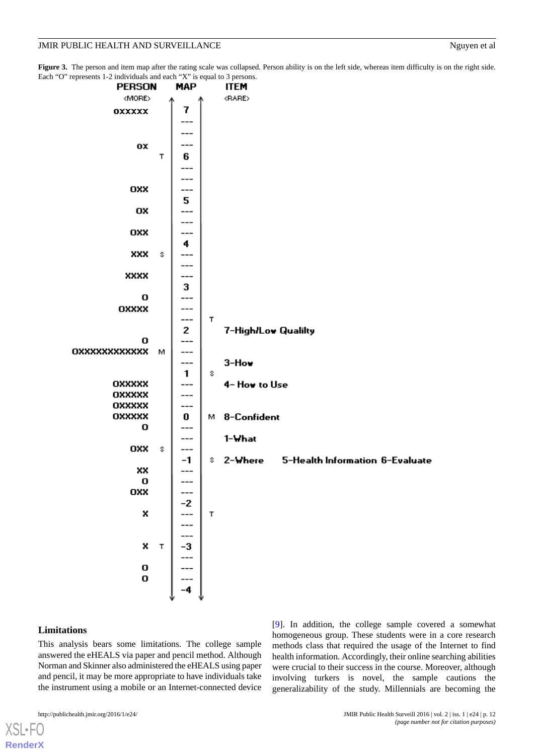**Figure 3.** The person and item map after the rating scale was collapsed. Person ability is on the left side, whereas item difficulty is on the right side. Each "O" represents 1-2 individuals and each "X" is equal to 3 persons.

```
          PERSON   MAP   ITEM
          <MORE>          <RARE>
     OXXXXX     |  7  |
                | --- |
                | --- |
         OX     | --- |
              T |  6  |
                | --- |
                | --- |
        OXX     | --- |
                |  5  |
         OX     | --- |
                | --- |
        OXX     | --- |
                |  4  |
        XXX   S | --- |
                | --- |
       XXXX     | --- |
                |  3  |
          O     | --- |
      OXXXX     | --- |
                | --- | T
                |  2  |   7-High/Low Qualilty
          O     | --- |
OXXXXXXXXXXXX M | --- |
                | --- |   3-How
                |  1  | S
     OXXXXX     | --- |   4- How to Use
     OXXXXX     | --- |
     OXXXXX     | --- |
     OXXXXX     |  0  | M 8-Confident
          O     | --- |
                | --- |   1-What
        OXX   S | --- |
                | -1  | S 2-Where    5-Health Information 6-Evaluate
         XX     | --- |
          O     | --- |
        OXX     | --- |
                | -2  |
          X     | --- | T
                | --- |
                | --- |
          X   T | -3  |
                | --- |
          O     | --- |
          O     | --- |
                | -4  |
```

## Limitations

This analysis bears some limitations. The college sample answered the eHEALS via paper and pencil method. Although Norman and Skinner also administered the eHEALS using paper and pencil, it may be more appropriate to have individuals take the instrument using a mobile or an Internet-connected device [9]. In addition, the college sample covered a somewhat homogeneous group. These students were in a core research methods class that required the usage of the Internet to find health information. Accordingly, their online searching abilities were crucial to their success in the course. Moreover, although involving turkers is novel, the sample cautions the generalizability of the study. Millennials are becoming the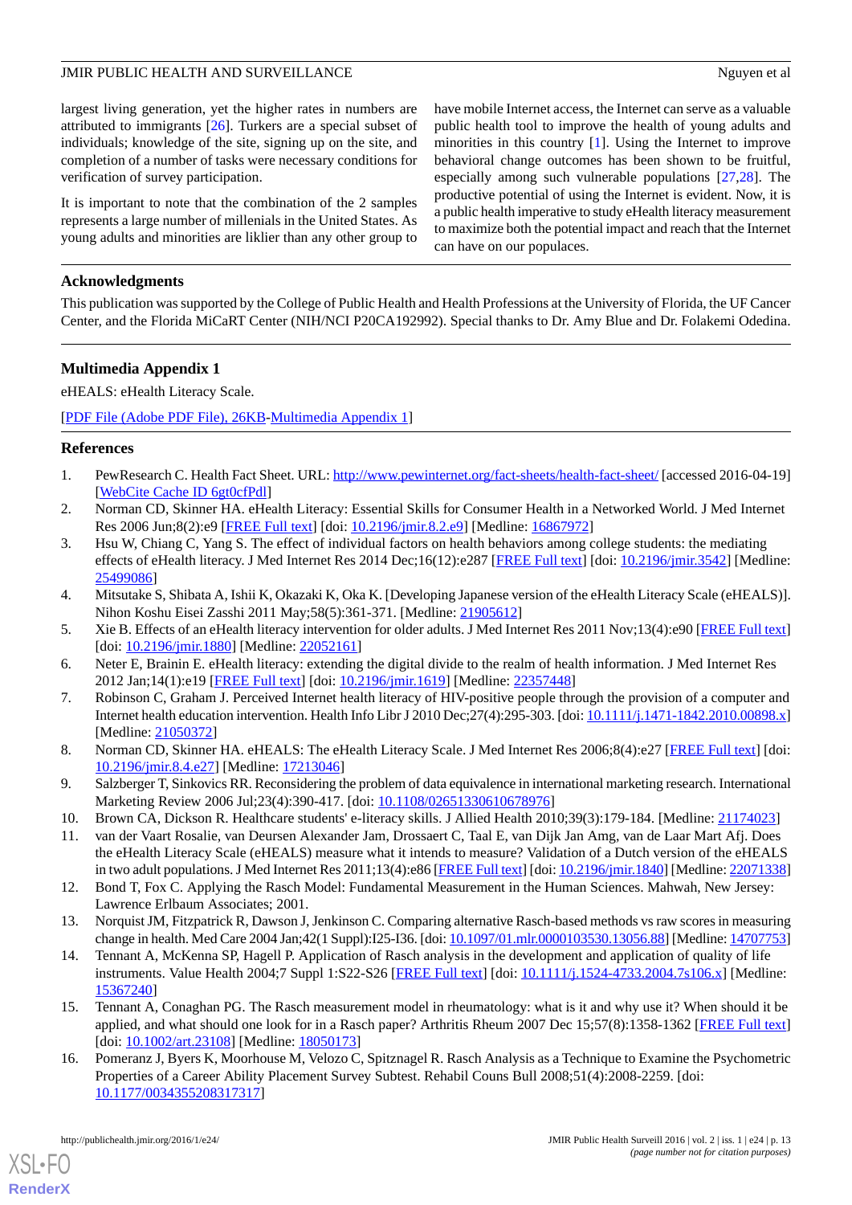largest living generation, yet the higher rates in numbers are attributed to immigrants [26]. Turkers are a special subset of individuals; knowledge of the site, signing up on the site, and completion of a number of tasks were necessary conditions for verification of survey participation.

It is important to note that the combination of the 2 samples represents a large number of millenials in the United States. As young adults and minorities are liklier than any other group to have mobile Internet access, the Internet can serve as a valuable public health tool to improve the health of young adults and minorities in this country [1]. Using the Internet to improve behavioral change outcomes has been shown to be fruitful, especially among such vulnerable populations [27,28]. The productive potential of using the Internet is evident. Now, it is a public health imperative to study eHealth literacy measurement to maximize both the potential impact and reach that the Internet can have on our populaces.

## Acknowledgments

This publication was supported by the College of Public Health and Health Professions at the University of Florida, the UF Cancer Center, and the Florida MiCaRT Center (NIH/NCI P20CA192992). Special thanks to Dr. Amy Blue and Dr. Folakemi Odedina.

## Multimedia Appendix 1

eHEALS: eHealth Literacy Scale.

[PDF File (Adobe PDF File), 26KB-Multimedia Appendix 1]

## References

1. PewResearch C. Health Fact Sheet. URL: http://www.pewinternet.org/fact-sheets/health-fact-sheet/ [accessed 2016-04-19] [WebCite Cache ID 6gt0cfPdl]
2. Norman CD, Skinner HA. eHealth Literacy: Essential Skills for Consumer Health in a Networked World. J Med Internet Res 2006 Jun;8(2):e9 [FREE Full text] [doi: 10.2196/jmir.8.2.e9] [Medline: 16867972]
3. Hsu W, Chiang C, Yang S. The effect of individual factors on health behaviors among college students: the mediating effects of eHealth literacy. J Med Internet Res 2014 Dec;16(12):e287 [FREE Full text] [doi: 10.2196/jmir.3542] [Medline: 25499086]
4. Mitsutake S, Shibata A, Ishii K, Okazaki K, Oka K. [Developing Japanese version of the eHealth Literacy Scale (eHEALS)]. Nihon Koshu Eisei Zasshi 2011 May;58(5):361-371. [Medline: 21905612]
5. Xie B. Effects of an eHealth literacy intervention for older adults. J Med Internet Res 2011 Nov;13(4):e90 [FREE Full text] [doi: 10.2196/jmir.1880] [Medline: 22052161]
6. Neter E, Brainin E. eHealth literacy: extending the digital divide to the realm of health information. J Med Internet Res 2012 Jan;14(1):e19 [FREE Full text] [doi: 10.2196/jmir.1619] [Medline: 22357448]
7. Robinson C, Graham J. Perceived Internet health literacy of HIV-positive people through the provision of a computer and Internet health education intervention. Health Info Libr J 2010 Dec;27(4):295-303. [doi: 10.1111/j.1471-1842.2010.00898.x] [Medline: 21050372]
8. Norman CD, Skinner HA. eHEALS: The eHealth Literacy Scale. J Med Internet Res 2006;8(4):e27 [FREE Full text] [doi: 10.2196/jmir.8.4.e27] [Medline: 17213046]
9. Salzberger T, Sinkovics RR. Reconsidering the problem of data equivalence in international marketing research. International Marketing Review 2006 Jul;23(4):390-417. [doi: 10.1108/02651330610678976]
10. Brown CA, Dickson R. Healthcare students' e-literacy skills. J Allied Health 2010;39(3):179-184. [Medline: 21174023]
11. van der Vaart Rosalie, van Deursen Alexander Jam, Drossaert C, Taal E, van Dijk Jan Amg, van de Laar Mart Afj. Does the eHealth Literacy Scale (eHEALS) measure what it intends to measure? Validation of a Dutch version of the eHEALS in two adult populations. J Med Internet Res 2011;13(4):e86 [FREE Full text] [doi: 10.2196/jmir.1840] [Medline: 22071338]
12. Bond T, Fox C. Applying the Rasch Model: Fundamental Measurement in the Human Sciences. Mahwah, New Jersey: Lawrence Erlbaum Associates; 2001.
13. Norquist JM, Fitzpatrick R, Dawson J, Jenkinson C. Comparing alternative Rasch-based methods vs raw scores in measuring change in health. Med Care 2004 Jan;42(1 Suppl):I25-I36. [doi: 10.1097/01.mlr.0000103530.13056.88] [Medline: 14707753]
14. Tennant A, McKenna SP, Hagell P. Application of Rasch analysis in the development and application of quality of life instruments. Value Health 2004;7 Suppl 1:S22-S26 [FREE Full text] [doi: 10.1111/j.1524-4733.2004.7s106.x] [Medline: 15367240]
15. Tennant A, Conaghan PG. The Rasch measurement model in rheumatology: what is it and why use it? When should it be applied, and what should one look for in a Rasch paper? Arthritis Rheum 2007 Dec 15;57(8):1358-1362 [FREE Full text] [doi: 10.1002/art.23108] [Medline: 18050173]
16. Pomeranz J, Byers K, Moorhouse M, Velozo C, Spitznagel R. Rasch Analysis as a Technique to Examine the Psychometric Properties of a Career Ability Placement Survey Subtest. Rehabil Couns Bull 2008;51(4):2008-2259. [doi: 10.1177/0034355208317317]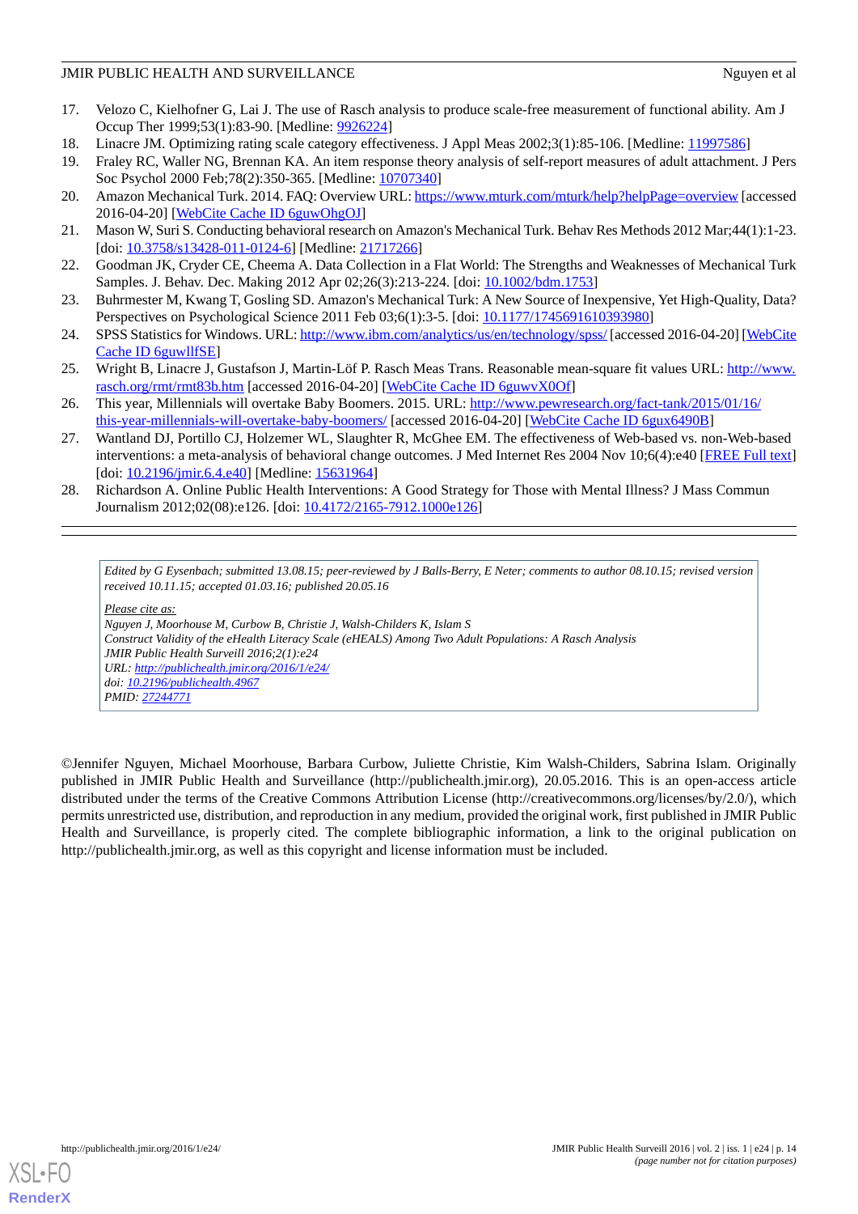17. Velozo C, Kielhofner G, Lai J. The use of Rasch analysis to produce scale-free measurement of functional ability. Am J Occup Ther 1999;53(1):83-90. [Medline: 9926224]
18. Linacre JM. Optimizing rating scale category effectiveness. J Appl Meas 2002;3(1):85-106. [Medline: 11997586]
19. Fraley RC, Waller NG, Brennan KA. An item response theory analysis of self-report measures of adult attachment. J Pers Soc Psychol 2000 Feb;78(2):350-365. [Medline: 10707340]
20. Amazon Mechanical Turk. 2014. FAQ: Overview URL: https://www.mturk.com/mturk/help?helpPage=overview [accessed 2016-04-20] [WebCite Cache ID 6guwOhgOJ]
21. Mason W, Suri S. Conducting behavioral research on Amazon's Mechanical Turk. Behav Res Methods 2012 Mar;44(1):1-23. [doi: 10.3758/s13428-011-0124-6] [Medline: 21717266]
22. Goodman JK, Cryder CE, Cheema A. Data Collection in a Flat World: The Strengths and Weaknesses of Mechanical Turk Samples. J. Behav. Dec. Making 2012 Apr 02;26(3):213-224. [doi: 10.1002/bdm.1753]
23. Buhrmester M, Kwang T, Gosling SD. Amazon's Mechanical Turk: A New Source of Inexpensive, Yet High-Quality, Data? Perspectives on Psychological Science 2011 Feb 03;6(1):3-5. [doi: 10.1177/1745691610393980]
24. SPSS Statistics for Windows. URL: http://www.ibm.com/analytics/us/en/technology/spss/ [accessed 2016-04-20] [WebCite Cache ID 6guwllfSE]
25. Wright B, Linacre J, Gustafson J, Martin-Löf P. Rasch Meas Trans. Reasonable mean-square fit values URL: http://www.rasch.org/rmt/rmt83b.htm [accessed 2016-04-20] [WebCite Cache ID 6guwvX0Of]
26. This year, Millennials will overtake Baby Boomers. 2015. URL: http://www.pewresearch.org/fact-tank/2015/01/16/this-year-millennials-will-overtake-baby-boomers/ [accessed 2016-04-20] [WebCite Cache ID 6gux6490B]
27. Wantland DJ, Portillo CJ, Holzemer WL, Slaughter R, McGhee EM. The effectiveness of Web-based vs. non-Web-based interventions: a meta-analysis of behavioral change outcomes. J Med Internet Res 2004 Nov 10;6(4):e40 [FREE Full text] [doi: 10.2196/jmir.6.4.e40] [Medline: 15631964]
28. Richardson A. Online Public Health Interventions: A Good Strategy for Those with Mental Illness? J Mass Commun Journalism 2012;02(08):e126. [doi: 10.4172/2165-7912.1000e126]

---

*Edited by G Eysenbach; submitted 13.08.15; peer-reviewed by J Balls-Berry, E Neter; comments to author 08.10.15; revised version received 10.11.15; accepted 01.03.16; published 20.05.16*

*Please cite as:*
*Nguyen J, Moorhouse M, Curbow B, Christie J, Walsh-Childers K, Islam S*
*Construct Validity of the eHealth Literacy Scale (eHEALS) Among Two Adult Populations: A Rasch Analysis*
*JMIR Public Health Surveill 2016;2(1):e24*
*URL: http://publichealth.jmir.org/2016/1/e24/*
*doi: 10.2196/publichealth.4967*
*PMID: 27244771*

©Jennifer Nguyen, Michael Moorhouse, Barbara Curbow, Juliette Christie, Kim Walsh-Childers, Sabrina Islam. Originally published in JMIR Public Health and Surveillance (http://publichealth.jmir.org), 20.05.2016. This is an open-access article distributed under the terms of the Creative Commons Attribution License (http://creativecommons.org/licenses/by/2.0/), which permits unrestricted use, distribution, and reproduction in any medium, provided the original work, first published in JMIR Public Health and Surveillance, is properly cited. The complete bibliographic information, a link to the original publication on http://publichealth.jmir.org, as well as this copyright and license information must be included.